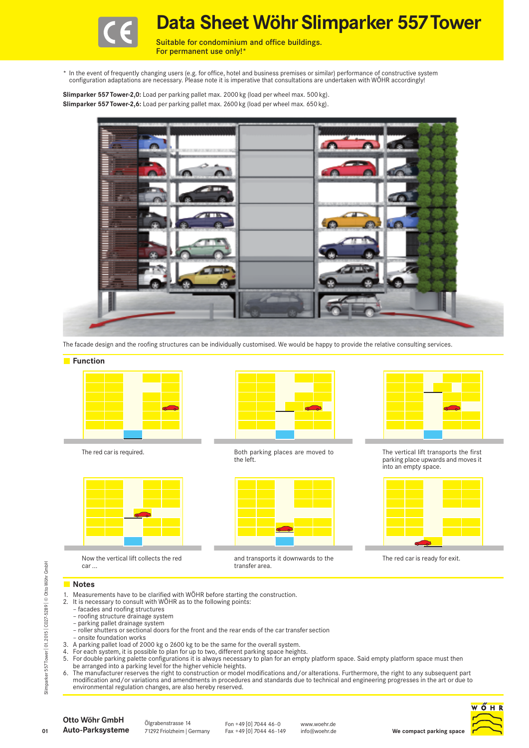# Data Sheet Wöhr Slimparker 557 Tower

Suitable for condominium and office buildings.
For permanent use only!*

* In the event of frequently changing users (e.g. for office, hotel and business premises or similar) performance of constructive system configuration adaptations are necessary. Please note it is imperative that consultations are undertaken with WÖHR accordingly!

**Slimparker 557 Tower-2,0:** Load per parking pallet max. 2000 kg (load per wheel max. 500 kg).
**Slimparker 557 Tower-2,6:** Load per parking pallet max. 2600 kg (load per wheel max. 650 kg).

The facade design and the roofing structures can be individually customised. We would be happy to provide the relative consulting services.

## Function

The red car is required.

Both parking places are moved to the left.

The vertical lift transports the first parking place upwards and moves it into an empty space.

Now the vertical lift collects the red car ...

and transports it downwards to the transfer area.

The red car is ready for exit.

## Notes

1. Measurements have to be clarified with WÖHR before starting the construction.
2. It is necessary to consult with WÖHR as to the following points:
   - facades and roofing structures
   - roofing structure drainage system
   - parking pallet drainage system
   - roller shutters or sectional doors for the front and the rear ends of the car transfer section
   - onsite foundation works
3. A parking pallet load of 2000 kg o 2600 kg to be the same for the overall system.
4. For each system, it is possible to plan for up to two, different parking space heights.
5. For double parking palette configurations it is always necessary to plan for an empty platform space. Said empty platform space must then be arranged into a parking level for the higher vehicle heights.
6. The manufacturer reserves the right to construction or model modifications and/or alterations. Furthermore, the right to any subsequent part modification and/or variations and amendments in procedures and standards due to technical and engineering progresses in the art or due to environmental regulation changes, are also hereby reserved.

**Otto Wöhr GmbH**
**Auto-Parksysteme**

Ölgrabenstrasse 14
71292 Friolzheim | Germany

Fon +49 [0] 7044 46-0
Fax +49 [0] 7044 46-149

www.woehr.de
info@woehr.de

**We compact parking space**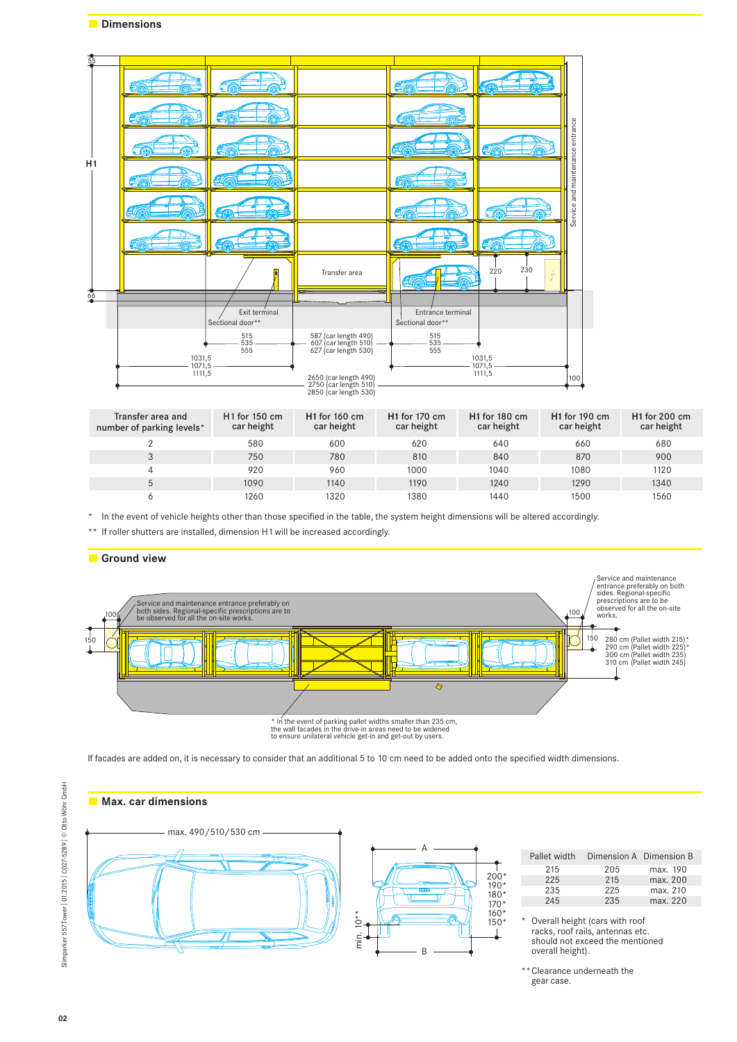## Dimensions

| Transfer area and number of parking levels* | H1 for 150 cm car height | H1 for 160 cm car height | H1 for 170 cm car height | H1 for 180 cm car height | H1 for 190 cm car height | H1 for 200 cm car height |
|---|---|---|---|---|---|---|
| 2 | 580 | 600 | 620 | 640 | 660 | 680 |
| 3 | 750 | 780 | 810 | 840 | 870 | 900 |
| 4 | 920 | 960 | 1000 | 1040 | 1080 | 1120 |
| 5 | 1090 | 1140 | 1190 | 1240 | 1290 | 1340 |
| 6 | 1260 | 1320 | 1380 | 1440 | 1500 | 1560 |

\* In the event of vehicle heights other than those specified in the table, the system height dimensions will be altered accordingly.

\*\* If roller shutters are installed, dimension H1 will be increased accordingly.

## Ground view

\* In the event of parking pallet widths smaller than 235 cm, the wall facades in the drive-in areas need to be widened to ensure unilateral vehicle get-in and get-out by users.

If facades are added on, it is necessary to consider that an additional 5 to 10 cm need to be added onto the specified width dimensions.

## Max. car dimensions

| Pallet width | Dimension A | Dimension B |
|---|---|---|
| 215 | 205 | max. 190 |
| 225 | 215 | max. 200 |
| 235 | 225 | max. 210 |
| 245 | 235 | max. 220 |

\* Overall height (cars with roof racks, roof rails, antennas etc. should not exceed the mentioned overall height).

\*\* Clearance underneath the gear case.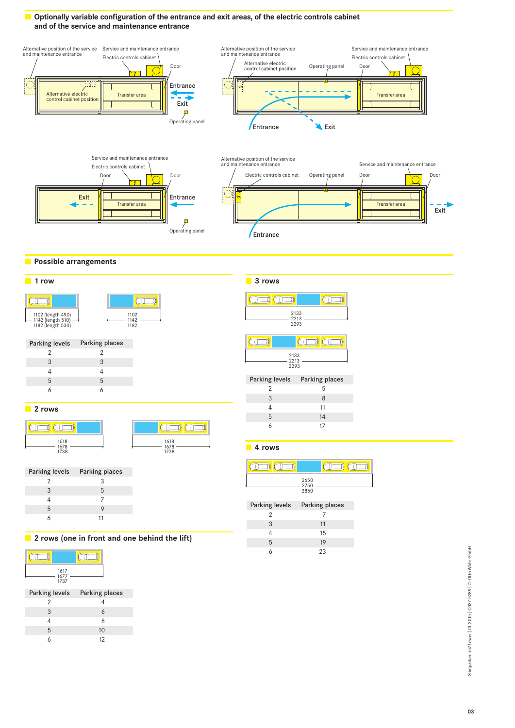## Optionally variable configuration of the entrance and exit areas, of the electric controls cabinet and of the service and maintenance entrance

Alternative position of the service and maintenance entrance
Service and maintenance entrance
Electric controls cabinet
Door
Entrance
Exit
Alternative electric control cabinet position
Transfer area
Operating panel

Alternative position of the service and maintenance entrance
Alternative electric control cabinet position
Operating panel
Door
Service and maintenance entrance
Electric controls cabinet
Transfer area
Entrance
Exit

Service and maintenance entrance
Electric controls cabinet
Door
Door
Exit
Transfer area
Entrance
Operating panel

Alternative position of the service and maintenance entrance
Electric controls cabinet
Operating panel
Door
Service and maintenance entrance
Door
Transfer area
Exit
Entrance

## Possible arrangements

### 1 row

1102 (length 490)
1142 (length 510)
1182 (length 530)

1102
1142
1182

| Parking levels | Parking places |
|---|---|
| 2 | 2 |
| 3 | 3 |
| 4 | 4 |
| 5 | 5 |
| 6 | 6 |

### 2 rows

1618
1678
1738

1618
1678
1738

| Parking levels | Parking places |
|---|---|
| 2 | 3 |
| 3 | 5 |
| 4 | 7 |
| 5 | 9 |
| 6 | 11 |

### 2 rows (one in front and one behind the lift)

1617
1677
1737

| Parking levels | Parking places |
|---|---|
| 2 | 4 |
| 3 | 6 |
| 4 | 8 |
| 5 | 10 |
| 6 | 12 |

### 3 rows

2133
2213
2293

2133
2213
2293

| Parking levels | Parking places |
|---|---|
| 2 | 5 |
| 3 | 8 |
| 4 | 11 |
| 5 | 14 |
| 6 | 17 |

### 4 rows

2650
2750
2850

| Parking levels | Parking places |
|---|---|
| 2 | 7 |
| 3 | 11 |
| 4 | 15 |
| 5 | 19 |
| 6 | 23 |

Slimparker 557Tower | 01.2015 | C027-5289 | © Otto Wöhr GmbH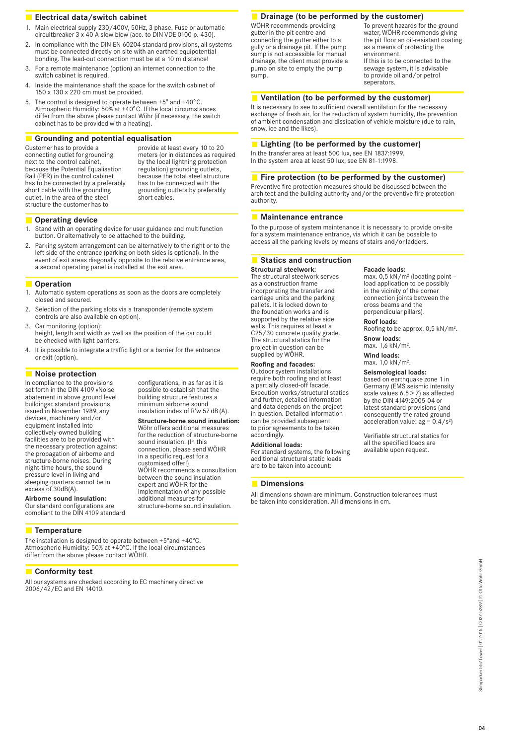## Electrical data/switch cabinet

1. Main electrical supply 230/400V, 50Hz, 3 phase. Fuse or automatic circuitbreaker 3 x 40 A slow blow (acc. to DIN VDE 0100 p. 430).
2. In compliance with the DIN EN 60204 standard provisions, all systems must be connected directly on site with an earthed equipotential bonding. The lead-out connection must be at a 10 m distance!
3. For a remote maintenance (option) an internet connection to the switch cabinet is required.
4. Inside the maintenance shaft the space for the switch cabinet of 150 x 130 x 220 cm must be provided.
5. The control is designed to operate between +5° and +40°C. Atmospheric Humidity: 50% at +40°C. If the local circumstances differ from the above please contact Wöhr (if necessary, the switch cabinet has to be provided with a heating).

## Grounding and potential equalisation

Customer has to provide a connecting outlet for grounding next to the control cabinet, because the Potential Equalisation Rail (PER) in the control cabinet has to be connected by a preferably short cable with the grounding outlet. In the area of the steel structure the customer has to provide at least every 10 to 20 meters (or in distances as required by the local lightning protection regulation) grounding outlets, because the total steel structure has to be connected with the grounding outlets by preferably short cables.

## Operating device

1. Stand with an operating device for user guidance and multifunction button. Or alternatively to be attached to the building.
2. Parking system arrangement can be alternatively to the right or to the left side of the entrance (parking on both sides is optional). In the event of exit areas diagonally opposite to the relative entrance area, a second operating panel is installed at the exit area.

## Operation

1. Automatic system operations as soon as the doors are completely closed and secured.
2. Selection of the parking slots via a transponder (remote system controls are also available on option).
3. Car monitoring (option): height, length and width as well as the position of the car could be checked with light barriers.
4. It is possible to integrate a traffic light or a barrier for the entrance or exit (option).

## Noise protection

In compliance to the provisions set forth in the DIN 4109 »Noise abatement in above ground level buildings« standard provisions issued in November 1989, any devices, machinery and/or equipment installed into collectively-owned building facilities are to be provided with the necessary protection against the propagation of airborne and structure-borne noises. During night-time hours, the sound pressure level in living and sleeping quarters cannot be in excess of 30dB(A).

**Airborne sound insulation:**
Our standard configurations are compliant to the DIN 4109 standard configurations, in as far as it is possible to establish that the building structure features a minimum airborne sound insulation index of R'w 57 dB (A).

**Structure-borne sound insulation:**
Wöhr offers additional measures for the reduction of structure-borne sound insulation. (In this connection, please send WÖHR in a specific request for a customised offer!)
WÖHR recommends a consultation between the sound insulation expert and WÖHR for the implementation of any possible additional measures for structure-borne sound insulation.

## Temperature

The installation is designed to operate between +5°and +40°C. Atmospheric Humidity: 50% at +40°C. If the local circumstances differ from the above please contact WÖHR.

## Conformity test

All our systems are checked according to EC machinery directive 2006/42/EC and EN 14010.

## Drainage (to be performed by the customer)

WÖHR recommends providing gutter in the pit centre and connecting the gutter either to a gully or a drainage pit. If the pump sump is not accessible for manual drainage, the client must provide a pump on site to empty the pump sump.

To prevent hazards for the ground water, WÖHR recommends giving the pit floor an oil-resistant coating as a means of protecting the environment.
If this is to be connected to the sewage system, it is advisable to provide oil and/or petrol seperators.

## Ventilation (to be performed by the customer)

It is necessary to see to sufficient overall ventilation for the necessary exchange of fresh air, for the reduction of system humidity, the prevention of ambient condensation and dissipation of vehicle moisture (due to rain, snow, ice and the likes).

## Lighting (to be performed by the customer)

In the transfer area at least 500 lux, see EN 1837:1999.
In the system area at least 50 lux, see EN 81-1:1998.

## Fire protection (to be performed by the customer)

Preventive fire protection measures should be discussed between the architect and the building authority and/or the preventive fire protection authority.

## Maintenance entrance

To the purpose of system maintenance it is necessary to provide on-site for a system maintenance entrance, via which it can be possible to access all the parking levels by means of stairs and/or ladders.

## Statics and construction

**Structural steelwork:**
The structural steelwork serves as a construction frame incorporating the transfer and carriage units and the parking pallets. It is locked down to the foundation works and is supported by the relative side walls. This requires at least a C25/30 concrete quality grade. The structural statics for the project in question can be supplied by WÖHR.

**Roofing and facades:**
Outdoor system installations require both roofing and at least a partially closed-off facade. Execution works/structural statics and further, detailed information and data depends on the project in question. Detailed information can be provided subsequent to prior agreements to be taken accordingly.

**Additional loads:**
For standard systems, the following additional structural static loads are to be taken into account:

**Facade loads:**
max. 0,5 kN/m² (locating point – load application to be possibly in the vicinity of the corner connection joints between the cross beams and the perpendicular pillars).

**Roof loads:**
Roofing to be approx. 0,5 kN/m².

**Snow loads:**
max. 1,6 kN/m².

**Wind loads:**
max. 1,0 kN/m².

**Seismological loads:**
based on earthquake zone 1 in Germany (EMS seismic intensity scale values 6.5 > 7) as affected by the DIN 4149:2005-04 or latest standard provisions (and consequently the rated ground acceleration value: ag = 0.4/s²)

Verifiable structural statics for all the specified loads are available upon request.

## Dimensions

All dimensions shown are minimum. Construction tolerances must be taken into consideration. All dimensions in cm.